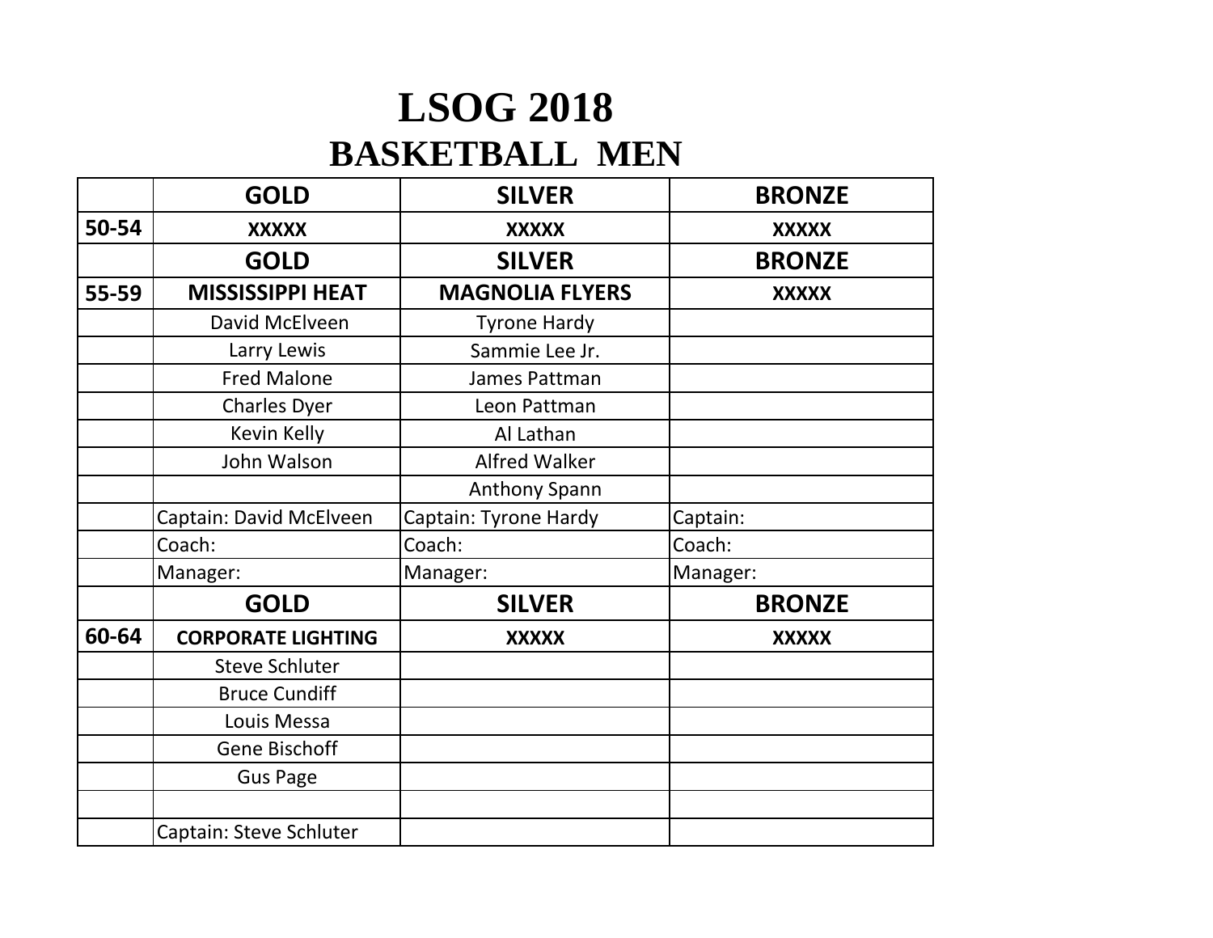# LSOG 2018

## BASKETBALL MEN

| | GOLD | SILVER | BRONZE |
|---|---|---|---|
| 50-54 | XXXXX | XXXXX | XXXXX |
| | GOLD | SILVER | BRONZE |
| 55-59 | MISSISSIPPI HEAT | MAGNOLIA FLYERS | XXXXX |
| | David McElveen | Tyrone Hardy | |
| | Larry Lewis | Sammie Lee Jr. | |
| | Fred Malone | James Pattman | |
| | Charles Dyer | Leon Pattman | |
| | Kevin Kelly | Al Lathan | |
| | John Walson | Alfred Walker | |
| | | Anthony Spann | |
| | Captain: David McElveen | Captain: Tyrone Hardy | Captain: |
| | Coach: | Coach: | Coach: |
| | Manager: | Manager: | Manager: |
| | GOLD | SILVER | BRONZE |
| 60-64 | CORPORATE LIGHTING | XXXXX | XXXXX |
| | Steve Schluter | | |
| | Bruce Cundiff | | |
| | Louis Messa | | |
| | Gene Bischoff | | |
| | Gus Page | | |
| | | | |
| | Captain: Steve Schluter | | |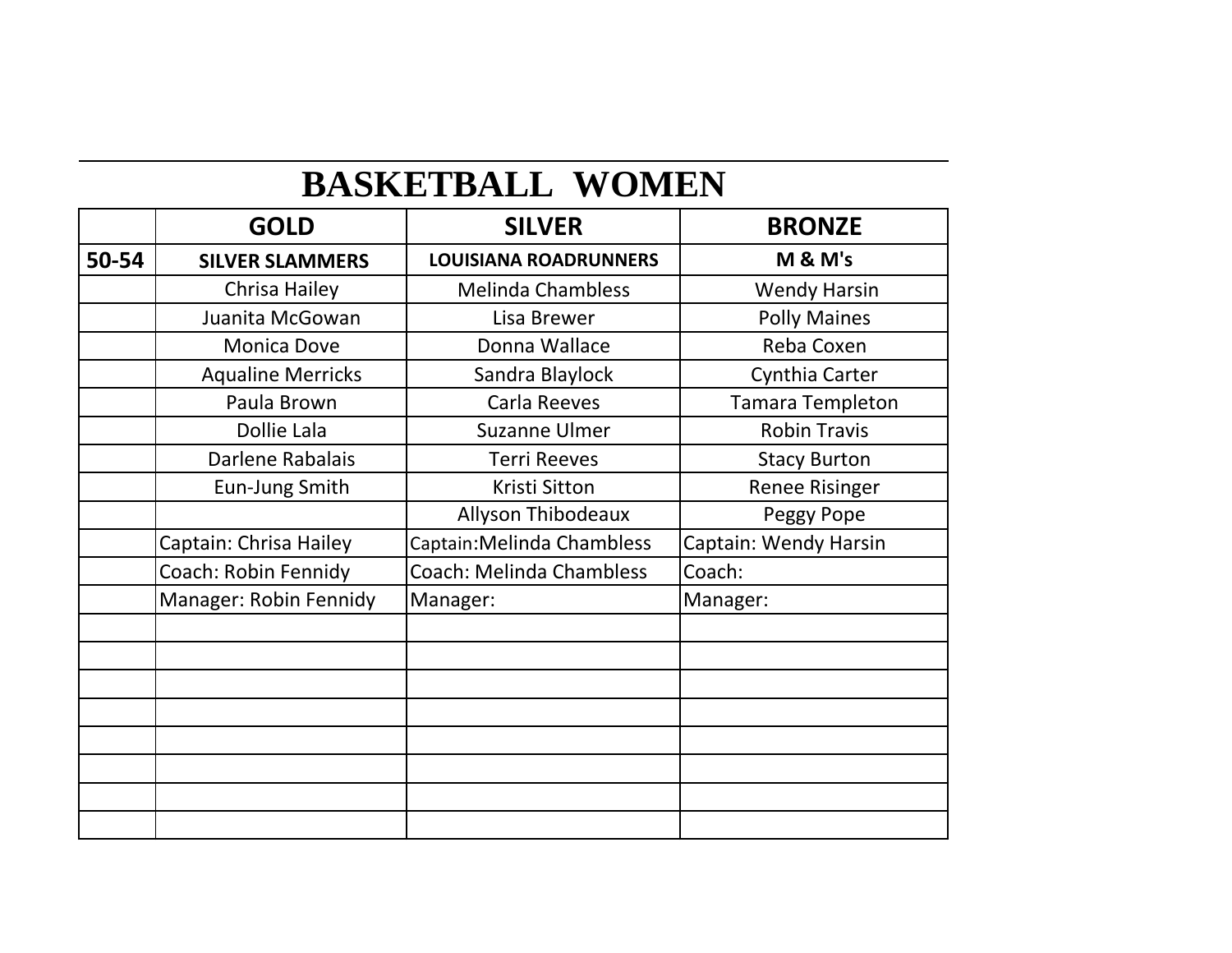# BASKETBALL WOMEN

| | GOLD | SILVER | BRONZE |
|---|---|---|---|
| 50-54 | **SILVER SLAMMERS** | **LOUISIANA ROADRUNNERS** | **M & M's** |
| | Chrisa Hailey | Melinda Chambless | Wendy Harsin |
| | Juanita McGowan | Lisa Brewer | Polly Maines |
| | Monica Dove | Donna Wallace | Reba Coxen |
| | Aqualine Merricks | Sandra Blaylock | Cynthia Carter |
| | Paula Brown | Carla Reeves | Tamara Templeton |
| | Dollie Lala | Suzanne Ulmer | Robin Travis |
| | Darlene Rabalais | Terri Reeves | Stacy Burton |
| | Eun-Jung Smith | Kristi Sitton | Renee Risinger |
| | | Allyson Thibodeaux | Peggy Pope |
| | Captain: Chrisa Hailey | Captain:Melinda Chambless | Captain: Wendy Harsin |
| | Coach: Robin Fennidy | Coach: Melinda Chambless | Coach: |
| | Manager: Robin Fennidy | Manager: | Manager: |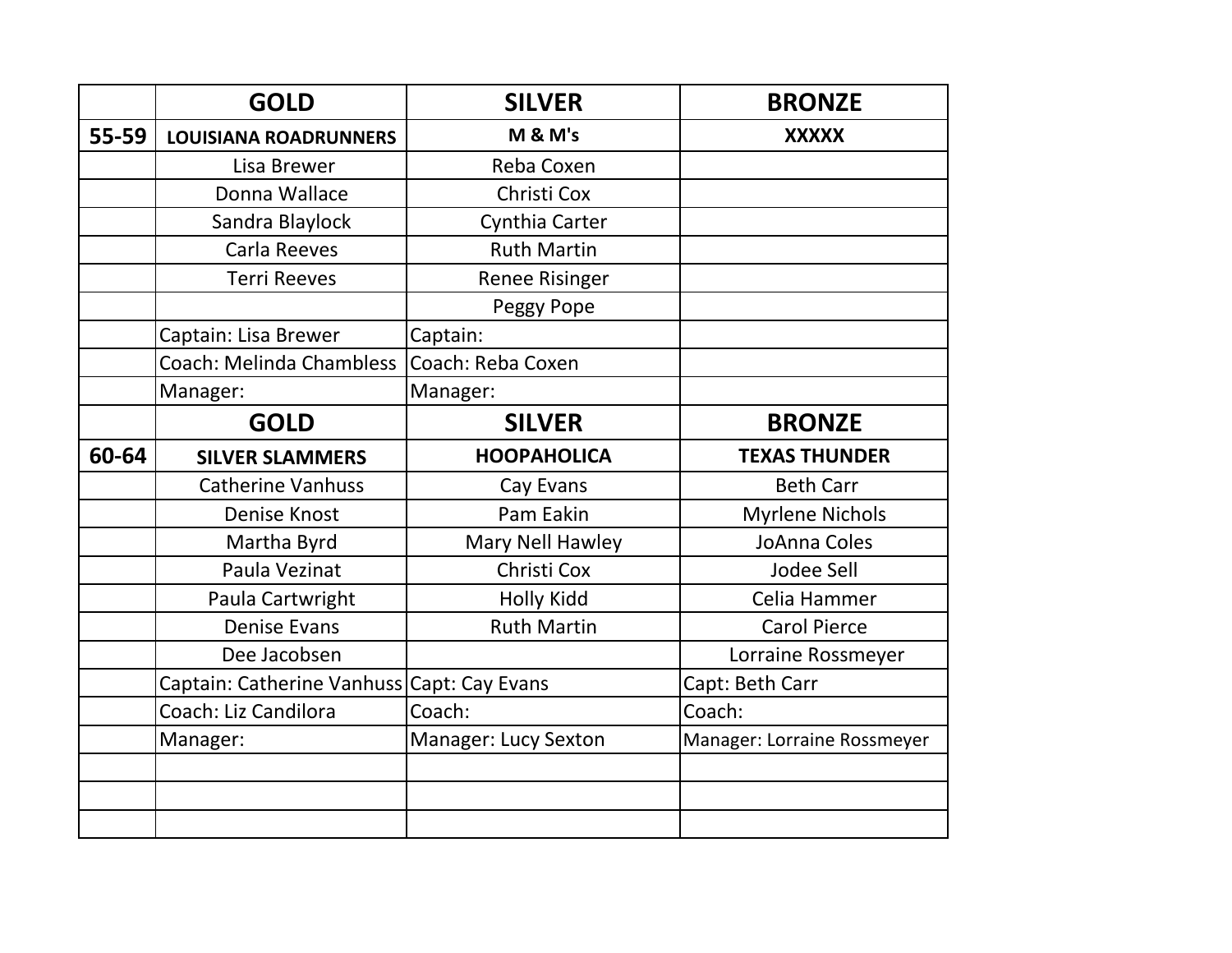| | GOLD | SILVER | BRONZE |
|---|---|---|---|
| 55-59 | **LOUISIANA ROADRUNNERS** | **M & M's** | **XXXXX** |
| | Lisa Brewer | Reba Coxen | |
| | Donna Wallace | Christi Cox | |
| | Sandra Blaylock | Cynthia Carter | |
| | Carla Reeves | Ruth Martin | |
| | Terri Reeves | Renee Risinger | |
| | | Peggy Pope | |
| | Captain: Lisa Brewer | Captain: | |
| | Coach: Melinda Chambless | Coach: Reba Coxen | |
| | Manager: | Manager: | |
| | **GOLD** | **SILVER** | **BRONZE** |
| 60-64 | **SILVER SLAMMERS** | **HOOPAHOLICA** | **TEXAS THUNDER** |
| | Catherine Vanhuss | Cay Evans | Beth Carr |
| | Denise Knost | Pam Eakin | Myrlene Nichols |
| | Martha Byrd | Mary Nell Hawley | JoAnna Coles |
| | Paula Vezinat | Christi Cox | Jodee Sell |
| | Paula Cartwright | Holly Kidd | Celia Hammer |
| | Denise Evans | Ruth Martin | Carol Pierce |
| | Dee Jacobsen | | Lorraine Rossmeyer |
| | Captain: Catherine Vanhuss | Capt: Cay Evans | Capt: Beth Carr |
| | Coach: Liz Candilora | Coach: | Coach: |
| | Manager: | Manager: Lucy Sexton | Manager: Lorraine Rossmeyer |
| | | | |
| | | | |
| | | | |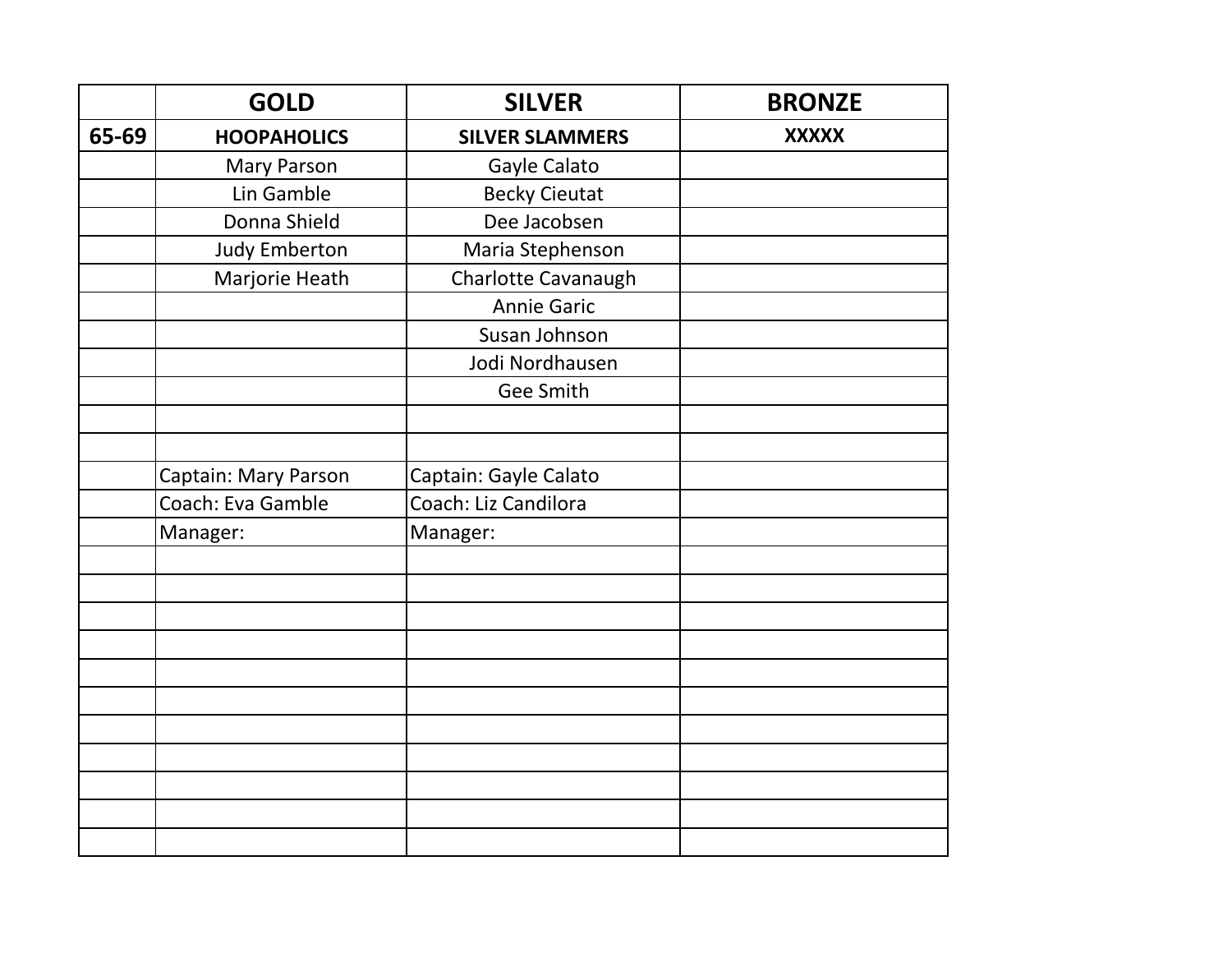| | GOLD | SILVER | BRONZE |
|---|---|---|---|
| 65-69 | **HOOPAHOLICS** | **SILVER SLAMMERS** | **XXXXX** |
| | Mary Parson | Gayle Calato | |
| | Lin Gamble | Becky Cieutat | |
| | Donna Shield | Dee Jacobsen | |
| | Judy Emberton | Maria Stephenson | |
| | Marjorie Heath | Charlotte Cavanaugh | |
| | | Annie Garic | |
| | | Susan Johnson | |
| | | Jodi Nordhausen | |
| | | Gee Smith | |
| | | | |
| | | | |
| | Captain: Mary Parson | Captain: Gayle Calato | |
| | Coach: Eva Gamble | Coach: Liz Candilora | |
| | Manager: | Manager: | |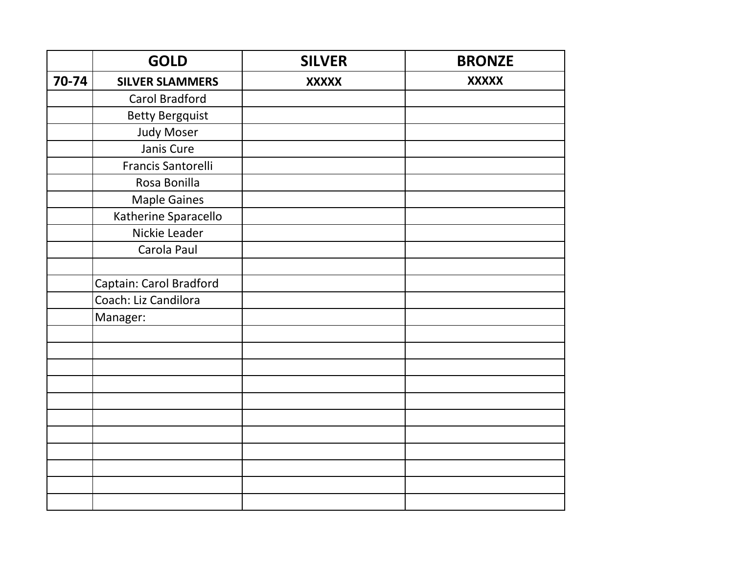| | GOLD | SILVER | BRONZE |
|---|---|---|---|
| **70-74** | **SILVER SLAMMERS** | **XXXXX** | **XXXXX** |
| | Carol Bradford | | |
| | Betty Bergquist | | |
| | Judy Moser | | |
| | Janis Cure | | |
| | Francis Santorelli | | |
| | Rosa Bonilla | | |
| | Maple Gaines | | |
| | Katherine Sparacello | | |
| | Nickie Leader | | |
| | Carola Paul | | |
| | | | |
| | Captain: Carol Bradford | | |
| | Coach: Liz Candilora | | |
| | Manager: | | |
| | | | |
| | | | |
| | | | |
| | | | |
| | | | |
| | | | |
| | | | |
| | | | |
| | | | |
| | | | |
| | | | |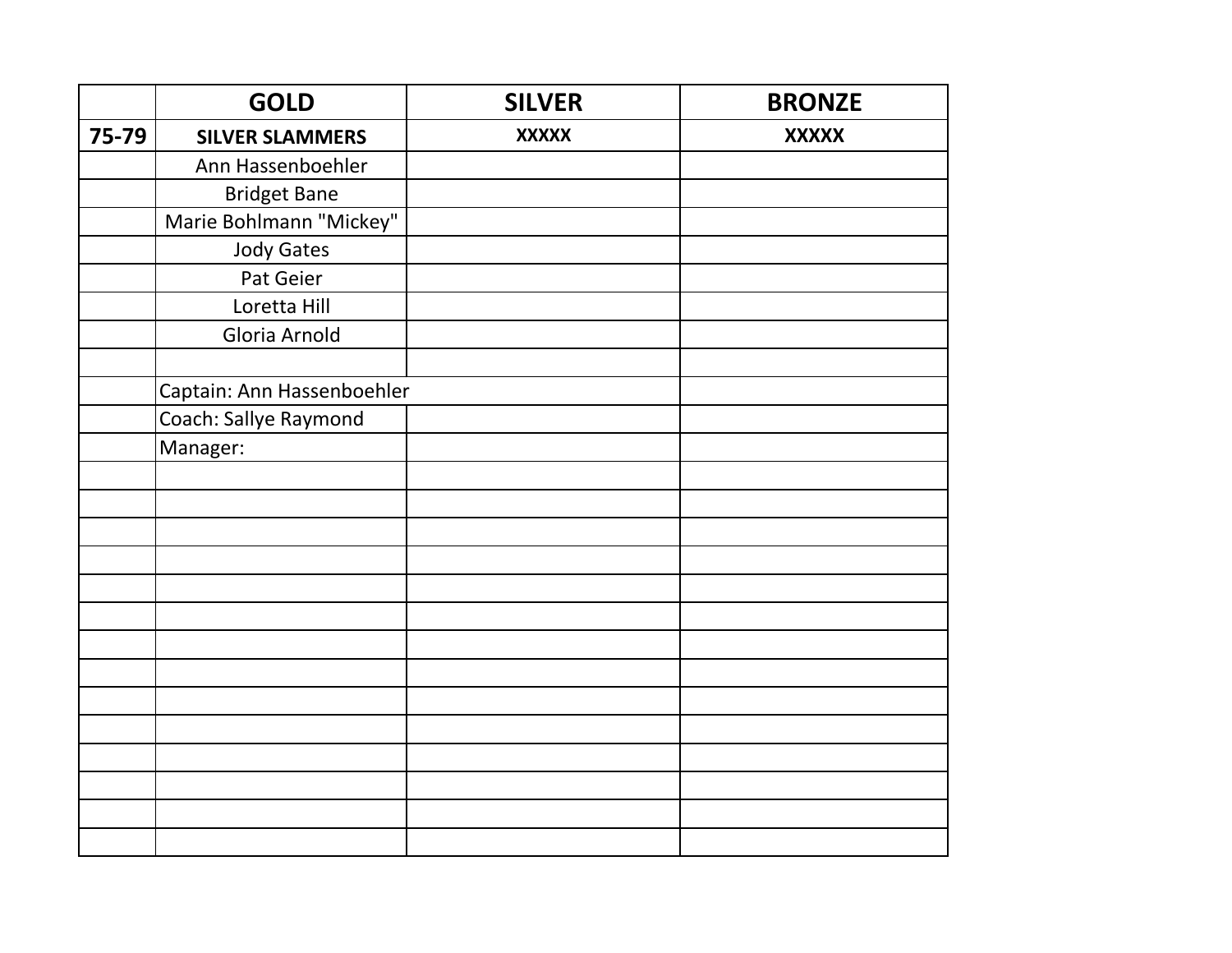| | GOLD | SILVER | BRONZE |
|---|---|---|---|
| **75-79** | **SILVER SLAMMERS** | **XXXXX** | **XXXXX** |
| | Ann Hassenboehler | | |
| | Bridget Bane | | |
| | Marie Bohlmann "Mickey" | | |
| | Jody Gates | | |
| | Pat Geier | | |
| | Loretta Hill | | |
| | Gloria Arnold | | |
| | | | |
| | Captain: Ann Hassenboehler | | |
| | Coach: Sallye Raymond | | |
| | Manager: | | |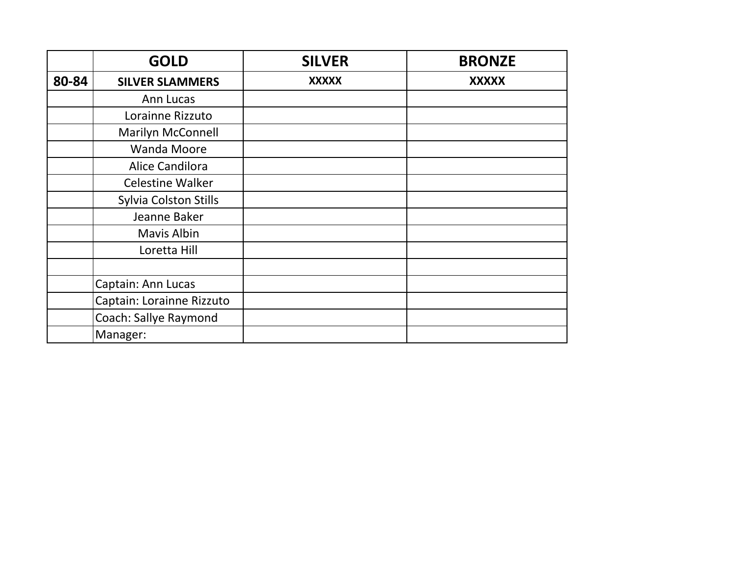| | GOLD | SILVER | BRONZE |
|---|---|---|---|
| **80-84** | **SILVER SLAMMERS** | **XXXXX** | **XXXXX** |
| | Ann Lucas | | |
| | Lorainne Rizzuto | | |
| | Marilyn McConnell | | |
| | Wanda Moore | | |
| | Alice Candilora | | |
| | Celestine Walker | | |
| | Sylvia Colston Stills | | |
| | Jeanne Baker | | |
| | Mavis Albin | | |
| | Loretta Hill | | |
| | | | |
| | Captain: Ann Lucas | | |
| | Captain: Lorainne Rizzuto | | |
| | Coach: Sallye Raymond | | |
| | Manager: | | |